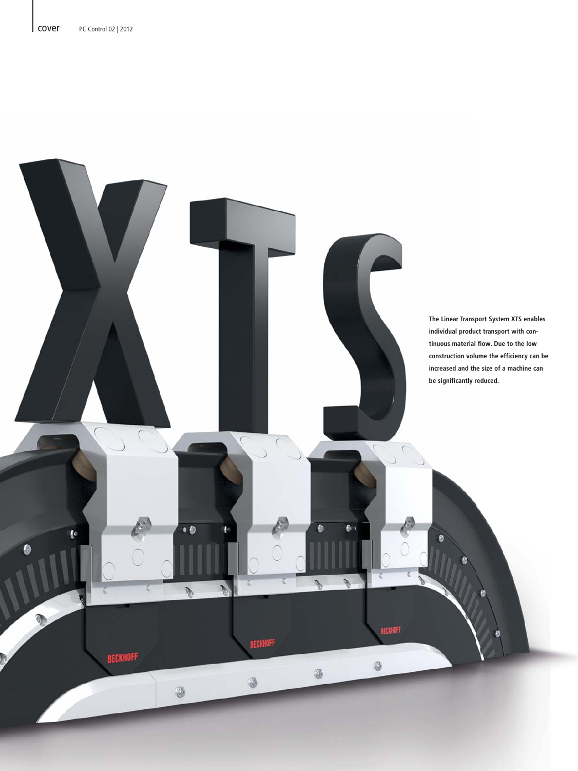The Linear Transport System XTS enables individual product transport with continuous material flow. Due to the low construction volume the efficiency can be increased and the size of a machine can be significantly reduced.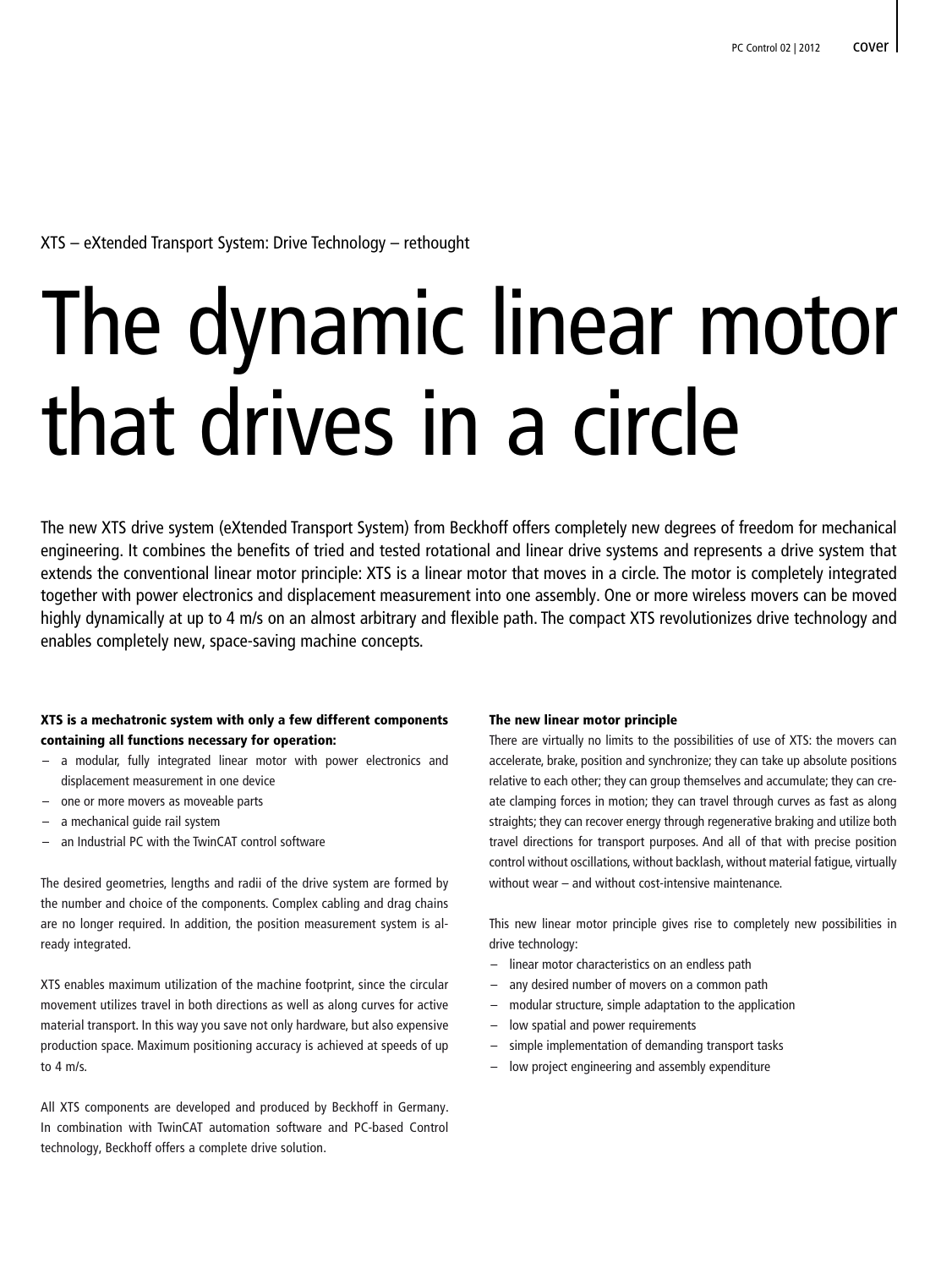XTS – eXtended Transport System: Drive Technology – rethought

# The dynamic linear motor that drives in a circle

The new XTS drive system (eXtended Transport System) from Beckhoff offers completely new degrees of freedom for mechanical engineering. It combines the benefits of tried and tested rotational and linear drive systems and represents a drive system that extends the conventional linear motor principle: XTS is a linear motor that moves in a circle. The motor is completely integrated together with power electronics and displacement measurement into one assembly. One or more wireless movers can be moved highly dynamically at up to 4 m/s on an almost arbitrary and flexible path. The compact XTS revolutionizes drive technology and enables completely new, space-saving machine concepts.

**XTS is a mechatronic system with only a few different components containing all functions necessary for operation:**

- a modular, fully integrated linear motor with power electronics and displacement measurement in one device
- one or more movers as moveable parts
- a mechanical guide rail system
- an Industrial PC with the TwinCAT control software

The desired geometries, lengths and radii of the drive system are formed by the number and choice of the components. Complex cabling and drag chains are no longer required. In addition, the position measurement system is already integrated.

XTS enables maximum utilization of the machine footprint, since the circular movement utilizes travel in both directions as well as along curves for active material transport. In this way you save not only hardware, but also expensive production space. Maximum positioning accuracy is achieved at speeds of up to 4 m/s.

All XTS components are developed and produced by Beckhoff in Germany. In combination with TwinCAT automation software and PC-based Control technology, Beckhoff offers a complete drive solution.

**The new linear motor principle**

There are virtually no limits to the possibilities of use of XTS: the movers can accelerate, brake, position and synchronize; they can take up absolute positions relative to each other; they can group themselves and accumulate; they can create clamping forces in motion; they can travel through curves as fast as along straights; they can recover energy through regenerative braking and utilize both travel directions for transport purposes. And all of that with precise position control without oscillations, without backlash, without material fatigue, virtually without wear – and without cost-intensive maintenance.

This new linear motor principle gives rise to completely new possibilities in drive technology:

- linear motor characteristics on an endless path
- any desired number of movers on a common path
- modular structure, simple adaptation to the application
- low spatial and power requirements
- simple implementation of demanding transport tasks
- low project engineering and assembly expenditure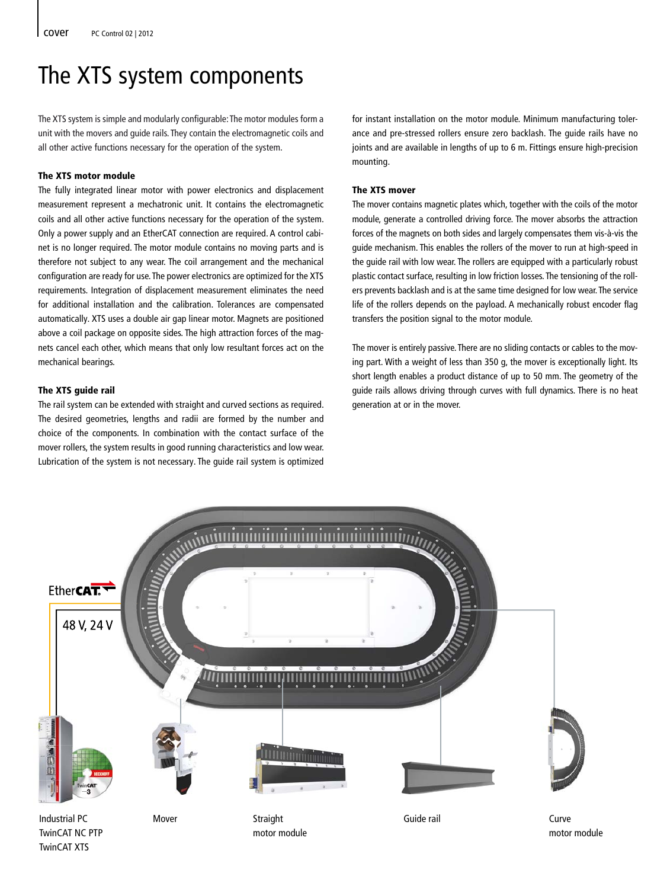# The XTS system components

The XTS system is simple and modularly configurable: The motor modules form a unit with the movers and guide rails. They contain the electromagnetic coils and all other active functions necessary for the operation of the system.

### The XTS motor module

The fully integrated linear motor with power electronics and displacement measurement represent a mechatronic unit. It contains the electromagnetic coils and all other active functions necessary for the operation of the system. Only a power supply and an EtherCAT connection are required. A control cabinet is no longer required. The motor module contains no moving parts and is therefore not subject to any wear. The coil arrangement and the mechanical configuration are ready for use. The power electronics are optimized for the XTS requirements. Integration of displacement measurement eliminates the need for additional installation and the calibration. Tolerances are compensated automatically. XTS uses a double air gap linear motor. Magnets are positioned above a coil package on opposite sides. The high attraction forces of the magnets cancel each other, which means that only low resultant forces act on the mechanical bearings.

### The XTS guide rail

The rail system can be extended with straight and curved sections as required. The desired geometries, lengths and radii are formed by the number and choice of the components. In combination with the contact surface of the mover rollers, the system results in good running characteristics and low wear. Lubrication of the system is not necessary. The guide rail system is optimized for instant installation on the motor module. Minimum manufacturing tolerance and pre-stressed rollers ensure zero backlash. The guide rails have no joints and are available in lengths of up to 6 m. Fittings ensure high-precision mounting.

### The XTS mover

The mover contains magnetic plates which, together with the coils of the motor module, generate a controlled driving force. The mover absorbs the attraction forces of the magnets on both sides and largely compensates them vis-à-vis the guide mechanism. This enables the rollers of the mover to run at high-speed in the guide rail with low wear. The rollers are equipped with a particularly robust plastic contact surface, resulting in low friction losses. The tensioning of the rollers prevents backlash and is at the same time designed for low wear. The service life of the rollers depends on the payload. A mechanically robust encoder flag transfers the position signal to the motor module.

The mover is entirely passive. There are no sliding contacts or cables to the moving part. With a weight of less than 350 g, the mover is exceptionally light. Its short length enables a product distance of up to 50 mm. The geometry of the guide rails allows driving through curves with full dynamics. There is no heat generation at or in the mover.

EtherCAT

48 V, 24 V

Industrial PC
TwinCAT NC PTP
TwinCAT XTS

Mover

Straight motor module

Guide rail

Curve motor module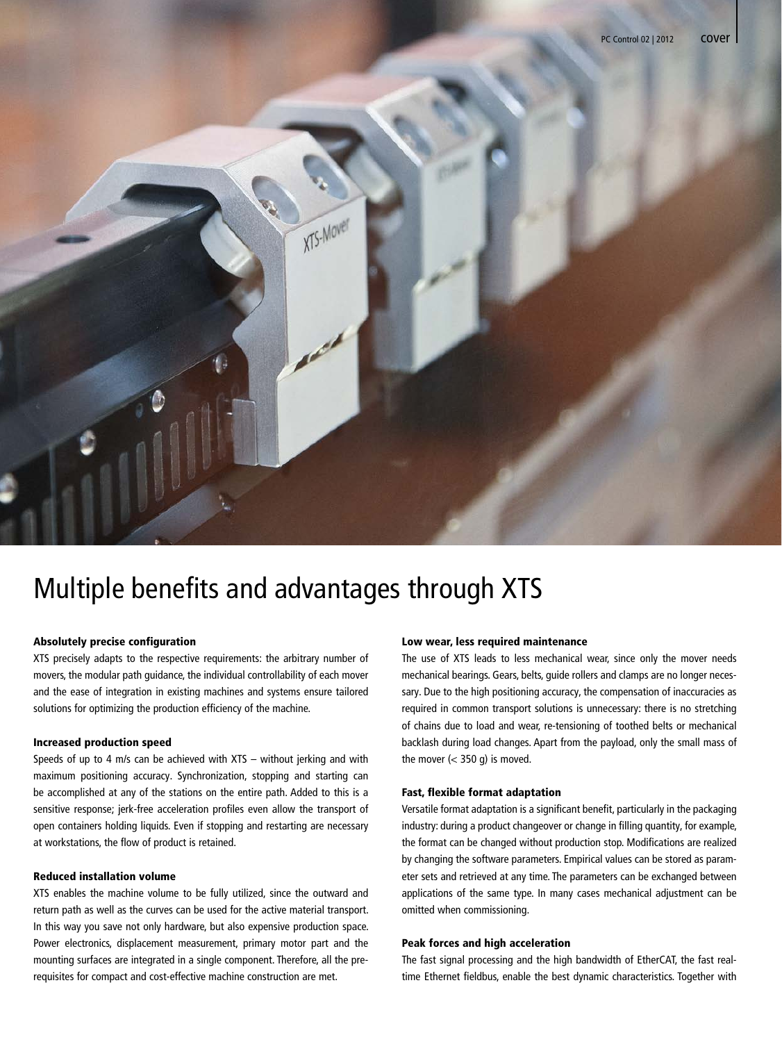# Multiple benefits and advantages through XTS

#### Absolutely precise configuration

XTS precisely adapts to the respective requirements: the arbitrary number of movers, the modular path guidance, the individual controllability of each mover and the ease of integration in existing machines and systems ensure tailored solutions for optimizing the production efficiency of the machine.

#### Increased production speed

Speeds of up to 4 m/s can be achieved with XTS – without jerking and with maximum positioning accuracy. Synchronization, stopping and starting can be accomplished at any of the stations on the entire path. Added to this is a sensitive response; jerk-free acceleration profiles even allow the transport of open containers holding liquids. Even if stopping and restarting are necessary at workstations, the flow of product is retained.

#### Reduced installation volume

XTS enables the machine volume to be fully utilized, since the outward and return path as well as the curves can be used for the active material transport. In this way you save not only hardware, but also expensive production space. Power electronics, displacement measurement, primary motor part and the mounting surfaces are integrated in a single component. Therefore, all the prerequisites for compact and cost-effective machine construction are met.

#### Low wear, less required maintenance

The use of XTS leads to less mechanical wear, since only the mover needs mechanical bearings. Gears, belts, guide rollers and clamps are no longer necessary. Due to the high positioning accuracy, the compensation of inaccuracies as required in common transport solutions is unnecessary: there is no stretching of chains due to load and wear, re-tensioning of toothed belts or mechanical backlash during load changes. Apart from the payload, only the small mass of the mover (< 350 g) is moved.

#### Fast, flexible format adaptation

Versatile format adaptation is a significant benefit, particularly in the packaging industry: during a product changeover or change in filling quantity, for example, the format can be changed without production stop. Modifications are realized by changing the software parameters. Empirical values can be stored as parameter sets and retrieved at any time. The parameters can be exchanged between applications of the same type. In many cases mechanical adjustment can be omitted when commissioning.

#### Peak forces and high acceleration

The fast signal processing and the high bandwidth of EtherCAT, the fast real-time Ethernet fieldbus, enable the best dynamic characteristics. Together with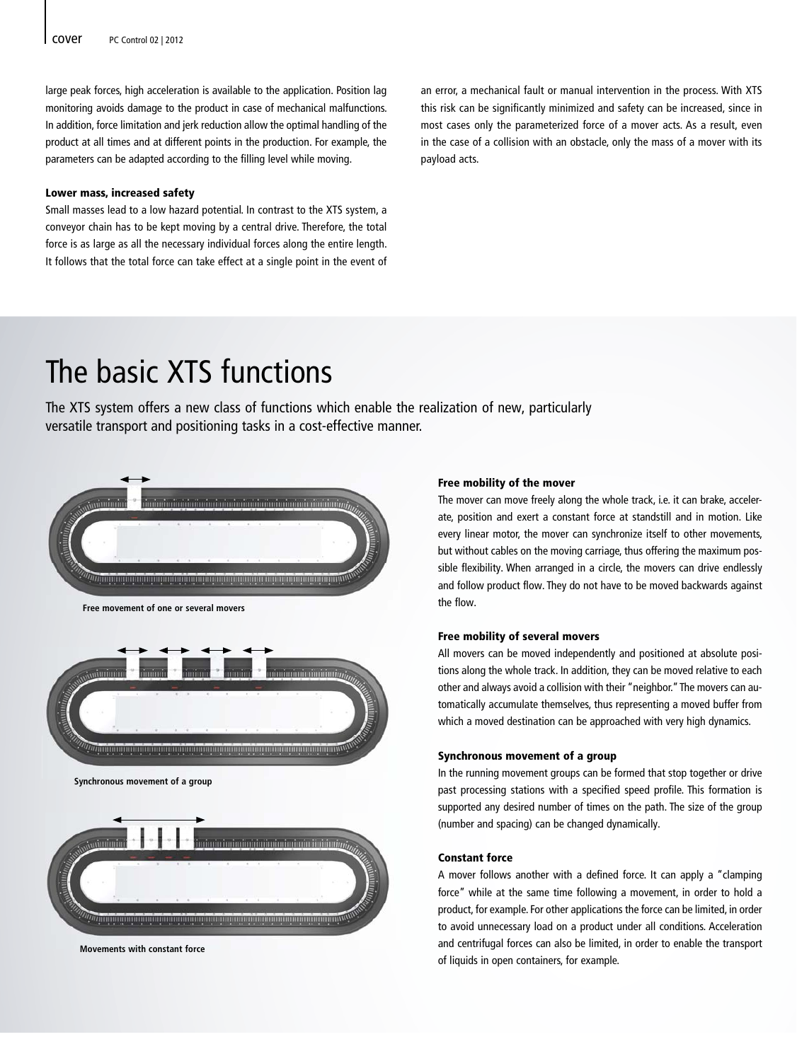large peak forces, high acceleration is available to the application. Position lag monitoring avoids damage to the product in case of mechanical malfunctions. In addition, force limitation and jerk reduction allow the optimal handling of the product at all times and at different points in the production. For example, the parameters can be adapted according to the filling level while moving.

**Lower mass, increased safety**

Small masses lead to a low hazard potential. In contrast to the XTS system, a conveyor chain has to be kept moving by a central drive. Therefore, the total force is as large as all the necessary individual forces along the entire length. It follows that the total force can take effect at a single point in the event of an error, a mechanical fault or manual intervention in the process. With XTS this risk can be significantly minimized and safety can be increased, since in most cases only the parameterized force of a mover acts. As a result, even in the case of a collision with an obstacle, only the mass of a mover with its payload acts.

# The basic XTS functions

The XTS system offers a new class of functions which enable the realization of new, particularly versatile transport and positioning tasks in a cost-effective manner.

**Free movement of one or several movers**

**Synchronous movement of a group**

**Movements with constant force**

**Free mobility of the mover**

The mover can move freely along the whole track, i.e. it can brake, accelerate, position and exert a constant force at standstill and in motion. Like every linear motor, the mover can synchronize itself to other movements, but without cables on the moving carriage, thus offering the maximum possible flexibility. When arranged in a circle, the movers can drive endlessly and follow product flow. They do not have to be moved backwards against the flow.

**Free mobility of several movers**

All movers can be moved independently and positioned at absolute positions along the whole track. In addition, they can be moved relative to each other and always avoid a collision with their "neighbor." The movers can automatically accumulate themselves, thus representing a moved buffer from which a moved destination can be approached with very high dynamics.

**Synchronous movement of a group**

In the running movement groups can be formed that stop together or drive past processing stations with a specified speed profile. This formation is supported any desired number of times on the path. The size of the group (number and spacing) can be changed dynamically.

**Constant force**

A mover follows another with a defined force. It can apply a "clamping force" while at the same time following a movement, in order to hold a product, for example. For other applications the force can be limited, in order to avoid unnecessary load on a product under all conditions. Acceleration and centrifugal forces can also be limited, in order to enable the transport of liquids in open containers, for example.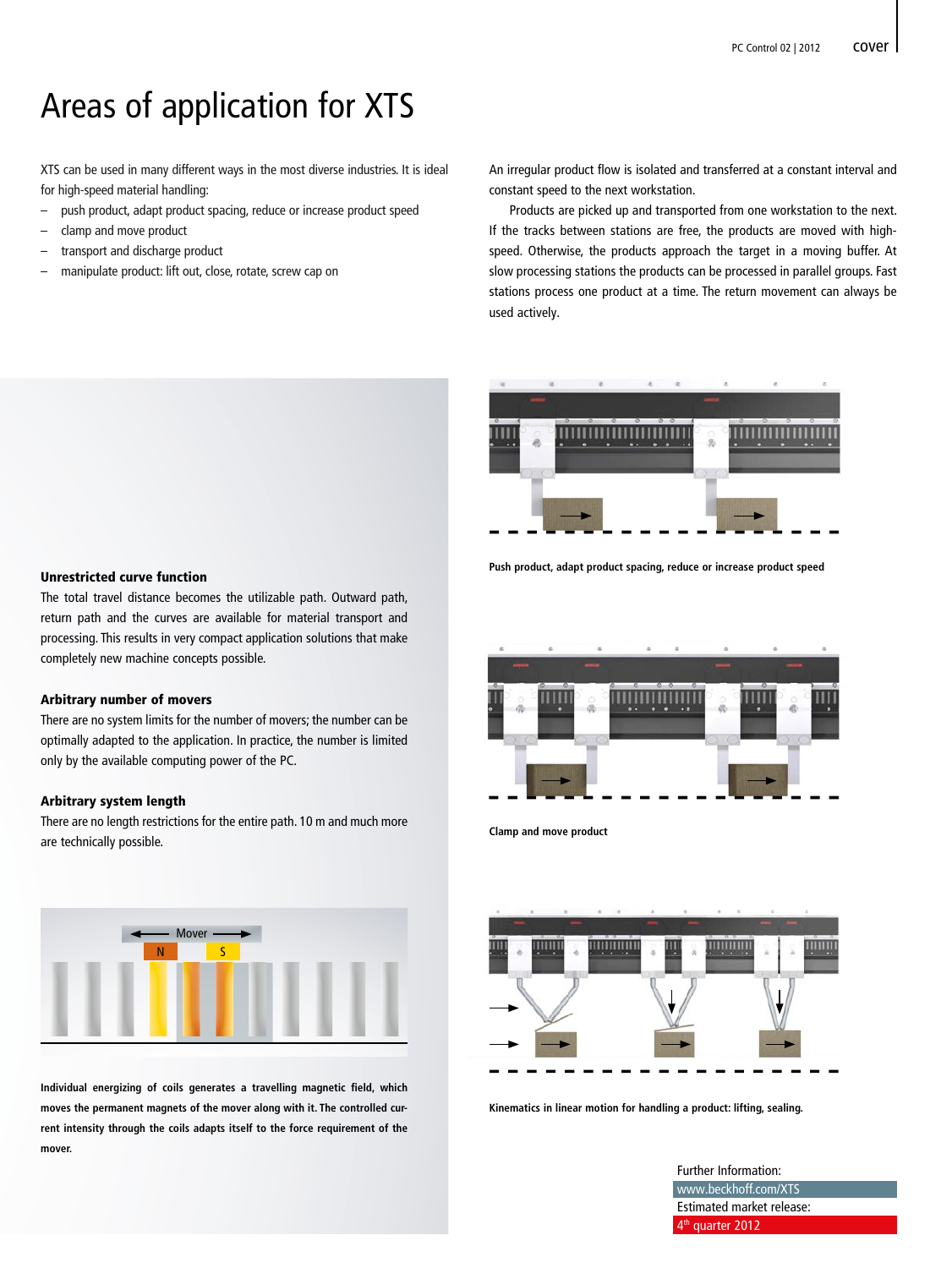# Areas of application for XTS

XTS can be used in many different ways in the most diverse industries. It is ideal for high-speed material handling:

- push product, adapt product spacing, reduce or increase product speed
- clamp and move product
- transport and discharge product
- manipulate product: lift out, close, rotate, screw cap on

An irregular product flow is isolated and transferred at a constant interval and constant speed to the next workstation.

Products are picked up and transported from one workstation to the next. If the tracks between stations are free, the products are moved with high-speed. Otherwise, the products approach the target in a moving buffer. At slow processing stations the products can be processed in parallel groups. Fast stations process one product at a time. The return movement can always be used actively.

### Unrestricted curve function

The total travel distance becomes the utilizable path. Outward path, return path and the curves are available for material transport and processing. This results in very compact application solutions that make completely new machine concepts possible.

### Arbitrary number of movers

There are no system limits for the number of movers; the number can be optimally adapted to the application. In practice, the number is limited only by the available computing power of the PC.

### Arbitrary system length

There are no length restrictions for the entire path. 10 m and much more are technically possible.

**Individual energizing of coils generates a travelling magnetic field, which moves the permanent magnets of the mover along with it. The controlled current intensity through the coils adapts itself to the force requirement of the mover.**

**Push product, adapt product spacing, reduce or increase product speed**

**Clamp and move product**

**Kinematics in linear motion for handling a product: lifting, sealing.**

Further Information:
www.beckhoff.com/XTS
Estimated market release:
4th quarter 2012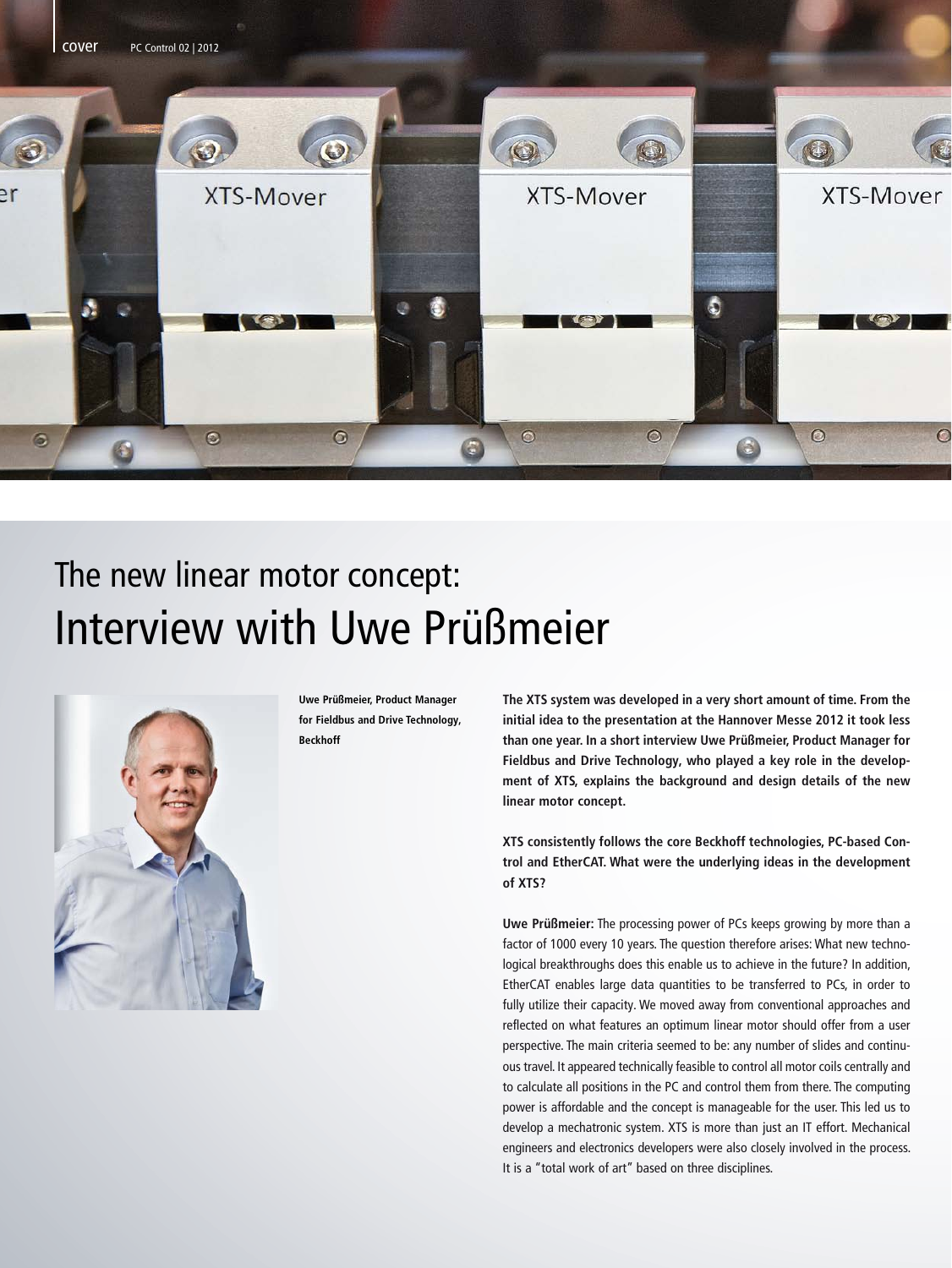# The new linear motor concept: Interview with Uwe Prüßmeier

**Uwe Prüßmeier, Product Manager for Fieldbus and Drive Technology, Beckhoff**

**The XTS system was developed in a very short amount of time. From the initial idea to the presentation at the Hannover Messe 2012 it took less than one year. In a short interview Uwe Prüßmeier, Product Manager for Fieldbus and Drive Technology, who played a key role in the development of XTS, explains the background and design details of the new linear motor concept.**

**XTS consistently follows the core Beckhoff technologies, PC-based Control and EtherCAT. What were the underlying ideas in the development of XTS?**

**Uwe Prüßmeier:** The processing power of PCs keeps growing by more than a factor of 1000 every 10 years. The question therefore arises: What new technological breakthroughs does this enable us to achieve in the future? In addition, EtherCAT enables large data quantities to be transferred to PCs, in order to fully utilize their capacity. We moved away from conventional approaches and reflected on what features an optimum linear motor should offer from a user perspective. The main criteria seemed to be: any number of slides and continuous travel. It appeared technically feasible to control all motor coils centrally and to calculate all positions in the PC and control them from there. The computing power is affordable and the concept is manageable for the user. This led us to develop a mechatronic system. XTS is more than just an IT effort. Mechanical engineers and electronics developers were also closely involved in the process. It is a "total work of art" based on three disciplines.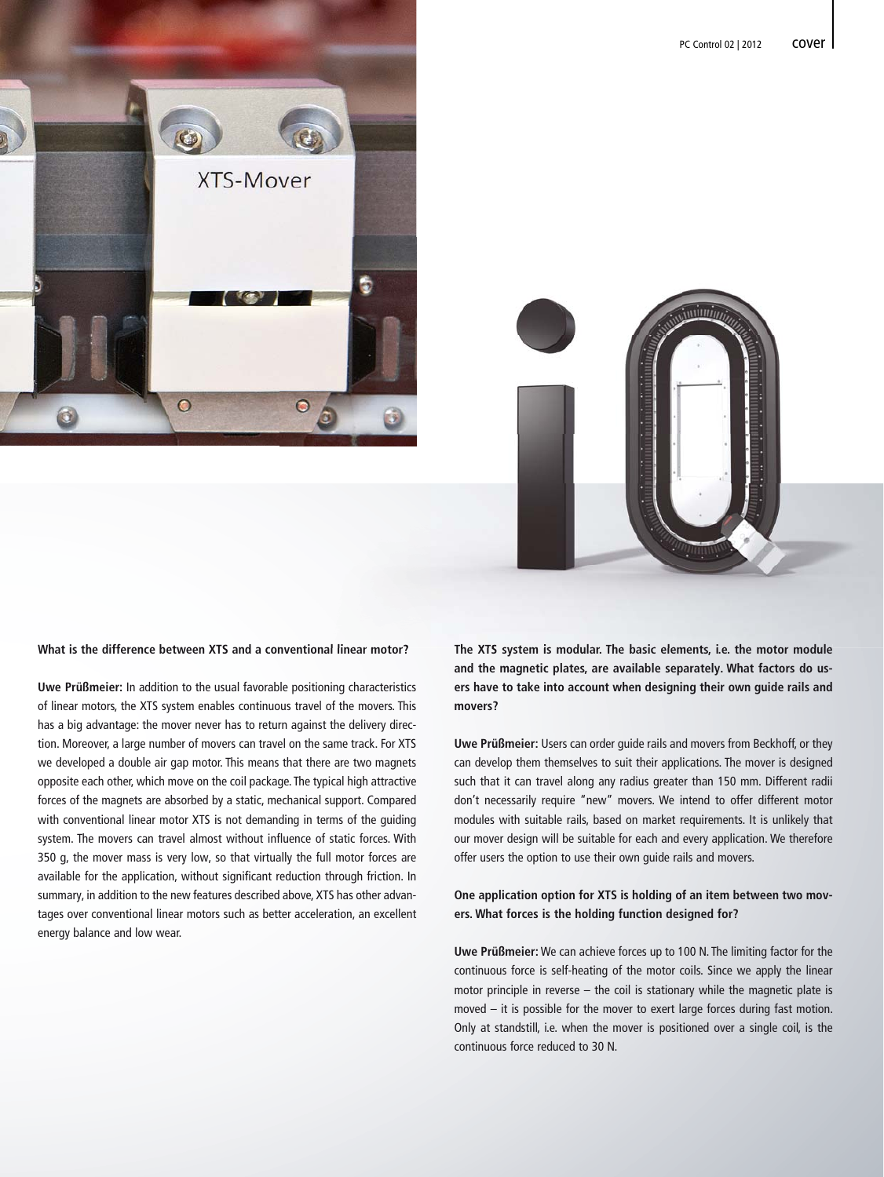**What is the difference between XTS and a conventional linear motor?**

**Uwe Prüßmeier:** In addition to the usual favorable positioning characteristics of linear motors, the XTS system enables continuous travel of the movers. This has a big advantage: the mover never has to return against the delivery direction. Moreover, a large number of movers can travel on the same track. For XTS we developed a double air gap motor. This means that there are two magnets opposite each other, which move on the coil package. The typical high attractive forces of the magnets are absorbed by a static, mechanical support. Compared with conventional linear motor XTS is not demanding in terms of the guiding system. The movers can travel almost without influence of static forces. With 350 g, the mover mass is very low, so that virtually the full motor forces are available for the application, without significant reduction through friction. In summary, in addition to the new features described above, XTS has other advantages over conventional linear motors such as better acceleration, an excellent energy balance and low wear.

**The XTS system is modular. The basic elements, i.e. the motor module and the magnetic plates, are available separately. What factors do users have to take into account when designing their own guide rails and movers?**

**Uwe Prüßmeier:** Users can order guide rails and movers from Beckhoff, or they can develop them themselves to suit their applications. The mover is designed such that it can travel along any radius greater than 150 mm. Different radii don't necessarily require "new" movers. We intend to offer different motor modules with suitable rails, based on market requirements. It is unlikely that our mover design will be suitable for each and every application. We therefore offer users the option to use their own guide rails and movers.

**One application option for XTS is holding of an item between two movers. What forces is the holding function designed for?**

**Uwe Prüßmeier:** We can achieve forces up to 100 N. The limiting factor for the continuous force is self-heating of the motor coils. Since we apply the linear motor principle in reverse – the coil is stationary while the magnetic plate is moved – it is possible for the mover to exert large forces during fast motion. Only at standstill, i.e. when the mover is positioned over a single coil, is the continuous force reduced to 30 N.